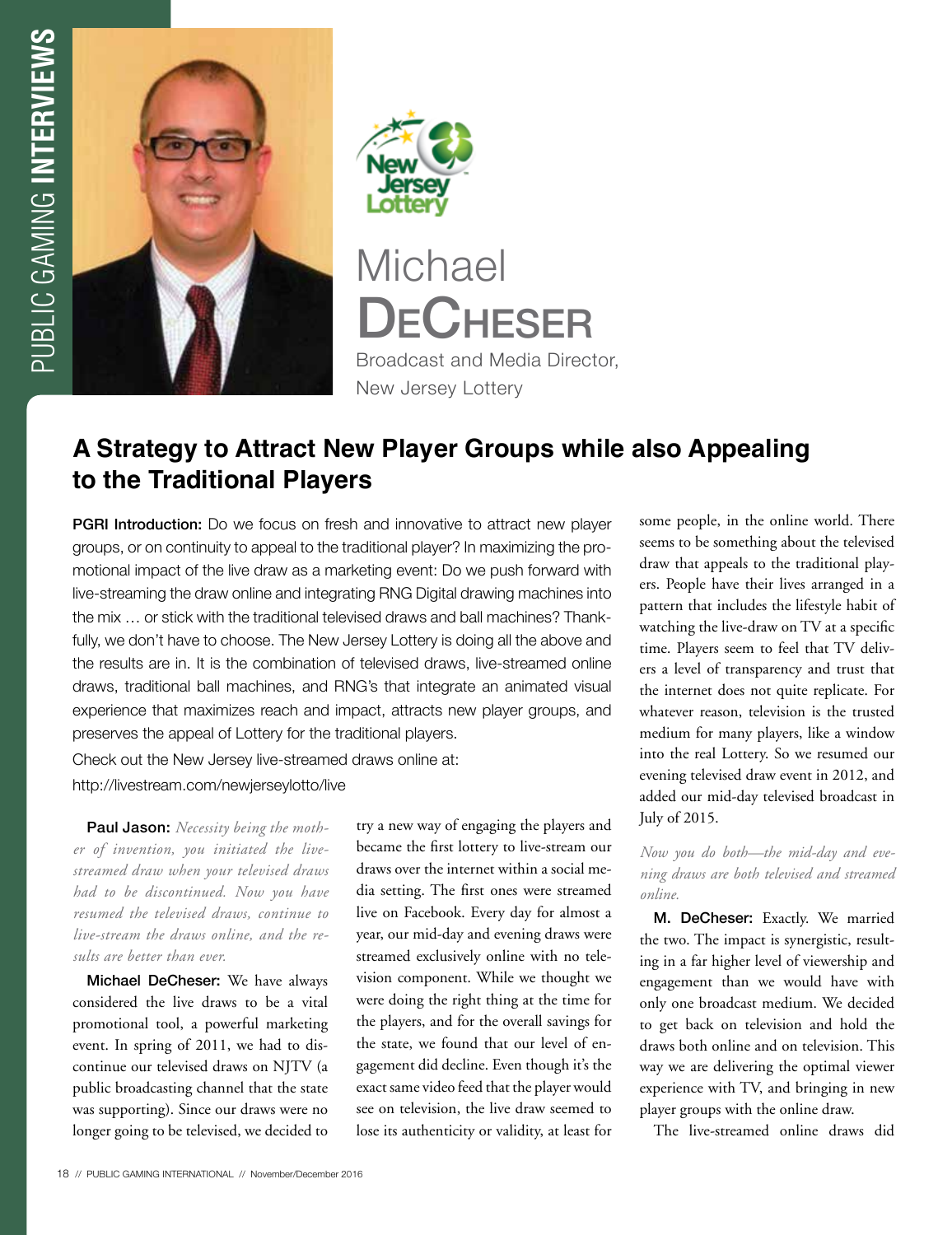# Michael DeCheser

Broadcast and Media Director, New Jersey Lottery

## A Strategy to Attract New Player Groups while also Appealing to the Traditional Players

**PGRI Introduction:** Do we focus on fresh and innovative to attract new player groups, or on continuity to appeal to the traditional player? In maximizing the promotional impact of the live draw as a marketing event: Do we push forward with live-streaming the draw online and integrating RNG Digital drawing machines into the mix … or stick with the traditional televised draws and ball machines? Thankfully, we don't have to choose. The New Jersey Lottery is doing all the above and the results are in. It is the combination of televised draws, live-streamed online draws, traditional ball machines, and RNG's that integrate an animated visual experience that maximizes reach and impact, attracts new player groups, and preserves the appeal of Lottery for the traditional players.

Check out the New Jersey live-streamed draws online at: http://livestream.com/newjerseylotto/live

**Paul Jason:** *Necessity being the mother of invention, you initiated the live-streamed draw when your televised draws had to be discontinued. Now you have resumed the televised draws, continue to live-stream the draws online, and the results are better than ever.*

**Michael DeCheser:** We have always considered the live draws to be a vital promotional tool, a powerful marketing event. In spring of 2011, we had to discontinue our televised draws on NJTV (a public broadcasting channel that the state was supporting). Since our draws were no longer going to be televised, we decided to try a new way of engaging the players and became the first lottery to live-stream our draws over the internet within a social media setting. The first ones were streamed live on Facebook. Every day for almost a year, our mid-day and evening draws were streamed exclusively online with no television component. While we thought we were doing the right thing at the time for the players, and for the overall savings for the state, we found that our level of engagement did decline. Even though it's the exact same video feed that the player would see on television, the live draw seemed to lose its authenticity or validity, at least for some people, in the online world. There seems to be something about the televised draw that appeals to the traditional players. People have their lives arranged in a pattern that includes the lifestyle habit of watching the live-draw on TV at a specific time. Players seem to feel that TV delivers a level of transparency and trust that the internet does not quite replicate. For whatever reason, television is the trusted medium for many players, like a window into the real Lottery. So we resumed our evening televised draw event in 2012, and added our mid-day televised broadcast in July of 2015.

*Now you do both—the mid-day and evening draws are both televised and streamed online.*

**M. DeCheser:** Exactly. We married the two. The impact is synergistic, resulting in a far higher level of viewership and engagement than we would have with only one broadcast medium. We decided to get back on television and hold the draws both online and on television. This way we are delivering the optimal viewer experience with TV, and bringing in new player groups with the online draw.

The live-streamed online draws did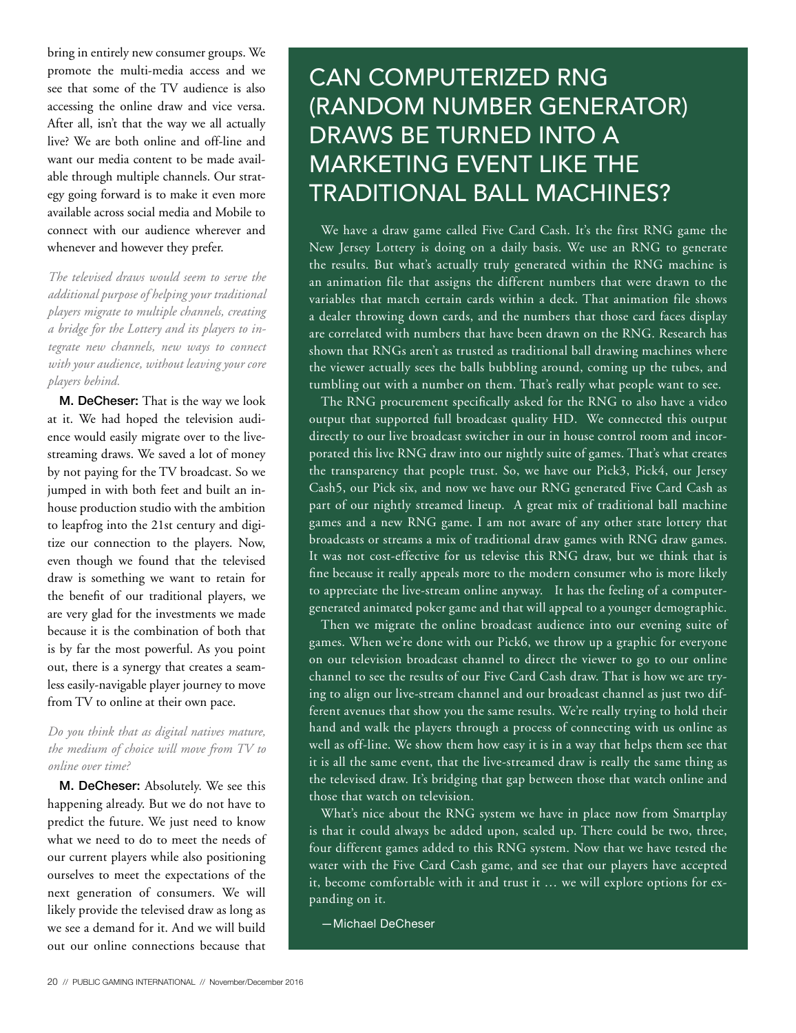bring in entirely new consumer groups. We promote the multi-media access and we see that some of the TV audience is also accessing the online draw and vice versa. After all, isn't that the way we all actually live? We are both online and off-line and want our media content to be made available through multiple channels. Our strategy going forward is to make it even more available across social media and Mobile to connect with our audience wherever and whenever and however they prefer.

*The televised draws would seem to serve the additional purpose of helping your traditional players migrate to multiple channels, creating a bridge for the Lottery and its players to integrate new channels, new ways to connect with your audience, without leaving your core players behind.*

**M. DeCheser:** That is the way we look at it. We had hoped the television audience would easily migrate over to the live-streaming draws. We saved a lot of money by not paying for the TV broadcast. So we jumped in with both feet and built an in-house production studio with the ambition to leapfrog into the 21st century and digitize our connection to the players. Now, even though we found that the televised draw is something we want to retain for the benefit of our traditional players, we are very glad for the investments we made because it is the combination of both that is by far the most powerful. As you point out, there is a synergy that creates a seamless easily-navigable player journey to move from TV to online at their own pace.

*Do you think that as digital natives mature, the medium of choice will move from TV to online over time?*

**M. DeCheser:** Absolutely. We see this happening already. But we do not have to predict the future. We just need to know what we need to do to meet the needs of our current players while also positioning ourselves to meet the expectations of the next generation of consumers. We will likely provide the televised draw as long as we see a demand for it. And we will build out our online connections because that

## CAN COMPUTERIZED RNG (RANDOM NUMBER GENERATOR) DRAWS BE TURNED INTO A MARKETING EVENT LIKE THE TRADITIONAL BALL MACHINES?

We have a draw game called Five Card Cash. It's the first RNG game the New Jersey Lottery is doing on a daily basis. We use an RNG to generate the results. But what's actually truly generated within the RNG machine is an animation file that assigns the different numbers that were drawn to the variables that match certain cards within a deck. That animation file shows a dealer throwing down cards, and the numbers that those card faces display are correlated with numbers that have been drawn on the RNG. Research has shown that RNGs aren't as trusted as traditional ball drawing machines where the viewer actually sees the balls bubbling around, coming up the tubes, and tumbling out with a number on them. That's really what people want to see.

The RNG procurement specifically asked for the RNG to also have a video output that supported full broadcast quality HD. We connected this output directly to our live broadcast switcher in our in house control room and incorporated this live RNG draw into our nightly suite of games. That's what creates the transparency that people trust. So, we have our Pick3, Pick4, our Jersey Cash5, our Pick six, and now we have our RNG generated Five Card Cash as part of our nightly streamed lineup. A great mix of traditional ball machine games and a new RNG game. I am not aware of any other state lottery that broadcasts or streams a mix of traditional draw games with RNG draw games. It was not cost-effective for us televise this RNG draw, but we think that is fine because it really appeals more to the modern consumer who is more likely to appreciate the live-stream online anyway. It has the feeling of a computer-generated animated poker game and that will appeal to a younger demographic.

Then we migrate the online broadcast audience into our evening suite of games. When we're done with our Pick6, we throw up a graphic for everyone on our television broadcast channel to direct the viewer to go to our online channel to see the results of our Five Card Cash draw. That is how we are trying to align our live-stream channel and our broadcast channel as just two different avenues that show you the same results. We're really trying to hold their hand and walk the players through a process of connecting with us online as well as off-line. We show them how easy it is in a way that helps them see that it is all the same event, that the live-streamed draw is really the same thing as the televised draw. It's bridging that gap between those that watch online and those that watch on television.

What's nice about the RNG system we have in place now from Smartplay is that it could always be added upon, scaled up. There could be two, three, four different games added to this RNG system. Now that we have tested the water with the Five Card Cash game, and see that our players have accepted it, become comfortable with it and trust it … we will explore options for expanding on it.

—Michael DeCheser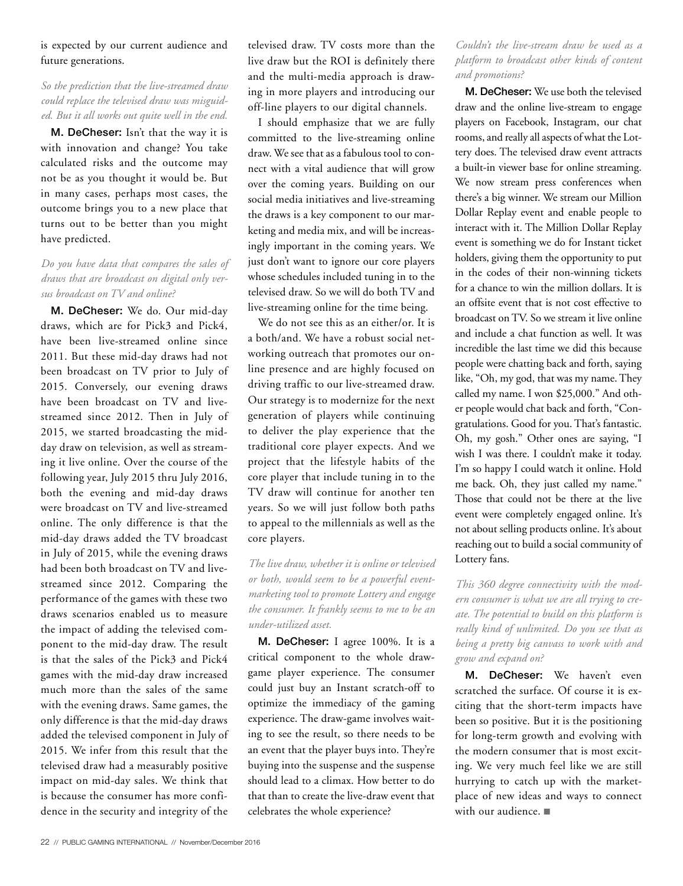is expected by our current audience and future generations.

*So the prediction that the live-streamed draw could replace the televised draw was misguided. But it all works out quite well in the end.*

**M. DeCheser:** Isn't that the way it is with innovation and change? You take calculated risks and the outcome may not be as you thought it would be. But in many cases, perhaps most cases, the outcome brings you to a new place that turns out to be better than you might have predicted.

*Do you have data that compares the sales of draws that are broadcast on digital only versus broadcast on TV and online?*

**M. DeCheser:** We do. Our mid-day draws, which are for Pick3 and Pick4, have been live-streamed online since 2011. But these mid-day draws had not been broadcast on TV prior to July of 2015. Conversely, our evening draws have been broadcast on TV and live-streamed since 2012. Then in July of 2015, we started broadcasting the mid-day draw on television, as well as streaming it live online. Over the course of the following year, July 2015 thru July 2016, both the evening and mid-day draws were broadcast on TV and live-streamed online. The only difference is that the mid-day draws added the TV broadcast in July of 2015, while the evening draws had been both broadcast on TV and live-streamed since 2012. Comparing the performance of the games with these two draws scenarios enabled us to measure the impact of adding the televised component to the mid-day draw. The result is that the sales of the Pick3 and Pick4 games with the mid-day draw increased much more than the sales of the same with the evening draws. Same games, the only difference is that the mid-day draws added the televised component in July of 2015. We infer from this result that the televised draw had a measurably positive impact on mid-day sales. We think that is because the consumer has more confidence in the security and integrity of the televised draw. TV costs more than the live draw but the ROI is definitely there and the multi-media approach is drawing in more players and introducing our off-line players to our digital channels.

I should emphasize that we are fully committed to the live-streaming online draw. We see that as a fabulous tool to connect with a vital audience that will grow over the coming years. Building on our social media initiatives and live-streaming the draws is a key component to our marketing and media mix, and will be increasingly important in the coming years. We just don't want to ignore our core players whose schedules included tuning in to the televised draw. So we will do both TV and live-streaming online for the time being.

We do not see this as an either/or. It is a both/and. We have a robust social networking outreach that promotes our online presence and are highly focused on driving traffic to our live-streamed draw. Our strategy is to modernize for the next generation of players while continuing to deliver the play experience that the traditional core player expects. And we project that the lifestyle habits of the core player that include tuning in to the TV draw will continue for another ten years. So we will just follow both paths to appeal to the millennials as well as the core players.

*The live draw, whether it is online or televised or both, would seem to be a powerful event-marketing tool to promote Lottery and engage the consumer. It frankly seems to me to be an under-utilized asset.*

**M. DeCheser:** I agree 100%. It is a critical component to the whole draw-game player experience. The consumer could just buy an Instant scratch-off to optimize the immediacy of the gaming experience. The draw-game involves waiting to see the result, so there needs to be an event that the player buys into. They're buying into the suspense and the suspense should lead to a climax. How better to do that than to create the live-draw event that celebrates the whole experience?

*Couldn't the live-stream draw be used as a platform to broadcast other kinds of content and promotions?*

**M. DeCheser:** We use both the televised draw and the online live-stream to engage players on Facebook, Instagram, our chat rooms, and really all aspects of what the Lottery does. The televised draw event attracts a built-in viewer base for online streaming. We now stream press conferences when there's a big winner. We stream our Million Dollar Replay event and enable people to interact with it. The Million Dollar Replay event is something we do for Instant ticket holders, giving them the opportunity to put in the codes of their non-winning tickets for a chance to win the million dollars. It is an offsite event that is not cost effective to broadcast on TV. So we stream it live online and include a chat function as well. It was incredible the last time we did this because people were chatting back and forth, saying like, "Oh, my god, that was my name. They called my name. I won $25,000." And other people would chat back and forth, "Congratulations. Good for you. That's fantastic. Oh, my gosh." Other ones are saying, "I wish I was there. I couldn't make it today. I'm so happy I could watch it online. Hold me back. Oh, they just called my name." Those that could not be there at the live event were completely engaged online. It's not about selling products online. It's about reaching out to build a social community of Lottery fans.

*This 360 degree connectivity with the modern consumer is what we are all trying to create. The potential to build on this platform is really kind of unlimited. Do you see that as being a pretty big canvass to work with and grow and expand on?*

**M. DeCheser:** We haven't even scratched the surface. Of course it is exciting that the short-term impacts have been so positive. But it is the positioning for long-term growth and evolving with the modern consumer that is most exciting. We very much feel like we are still hurrying to catch up with the marketplace of new ideas and ways to connect with our audience. ■